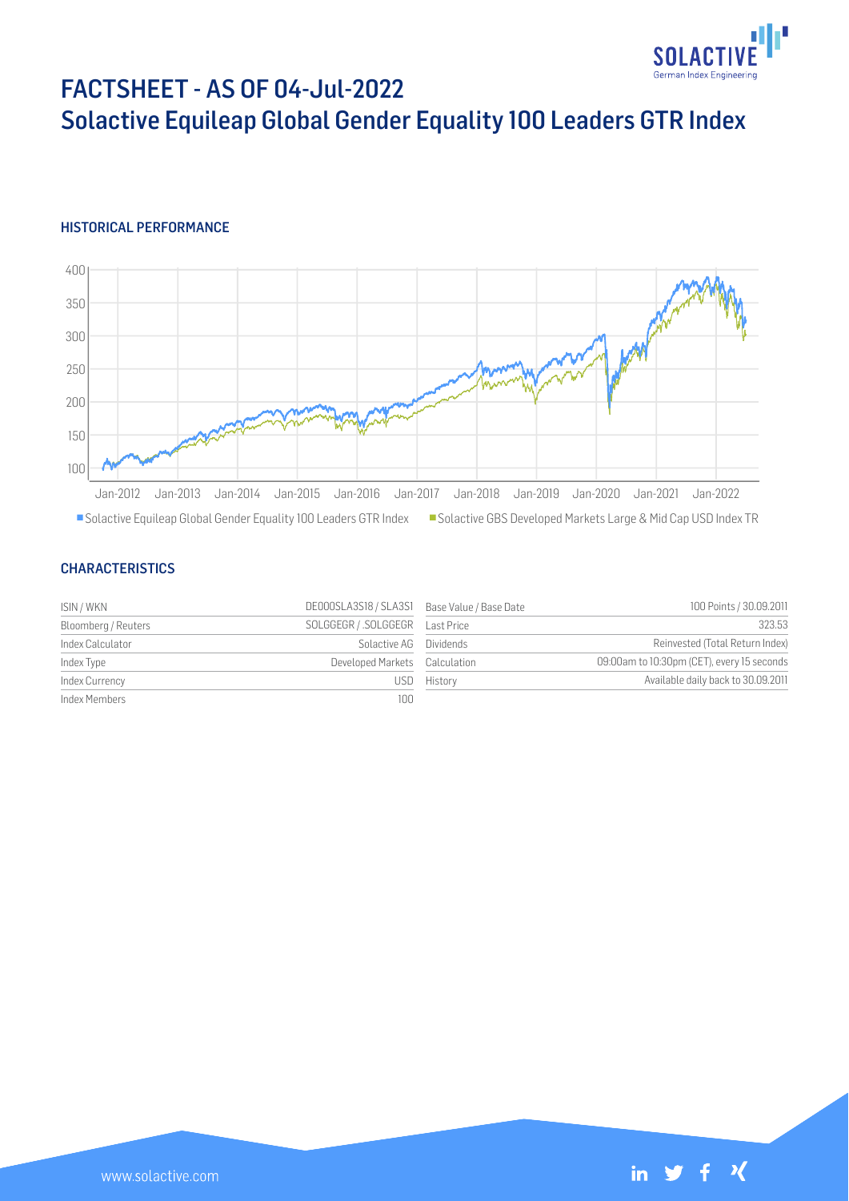# FACTSHEET - AS OF 04-Jul-2022

# Solactive Equileap Global Gender Equality 100 Leaders GTR Index

## HISTORICAL PERFORMANCE

■ Solactive Equileap Global Gender Equality 100 Leaders GTR Index ■ Solactive GBS Developed Markets Large & Mid Cap USD Index TR

## CHARACTERISTICS

| | | | |
|---|---|---|---|
| ISIN / WKN | DE000SLA3S18 / SLA3S1 | Base Value / Base Date | 100 Points / 30.09.2011 |
| Bloomberg / Reuters | SOLGGEGR / .SOLGGEGR | Last Price | 323.53 |
| Index Calculator | Solactive AG | Dividends | Reinvested (Total Return Index) |
| Index Type | Developed Markets | Calculation | 09:00am to 10:30pm (CET), every 15 seconds |
| Index Currency | USD | History | Available daily back to 30.09.2011 |
| Index Members | 100 | | |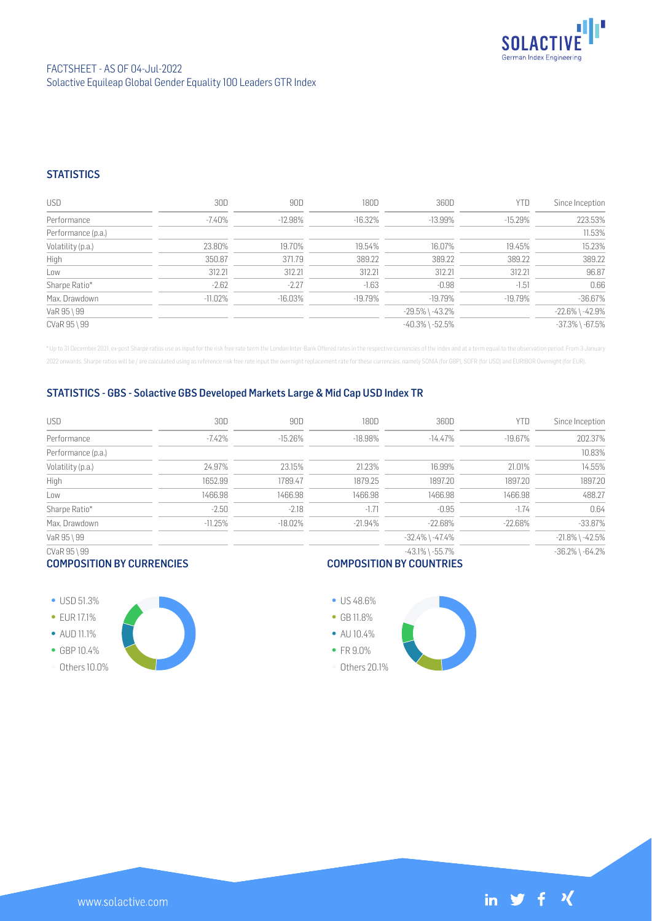FACTSHEET - AS OF 04-Jul-2022
Solactive Equileap Global Gender Equality 100 Leaders GTR Index

## STATISTICS

| USD | 30D | 90D | 180D | 360D | YTD | Since Inception |
|---|---|---|---|---|---|---|
| Performance | -7.40% | -12.98% | -16.32% | -13.99% | -15.29% | 223.53% |
| Performance (p.a.) | | | | | | 11.53% |
| Volatility (p.a.) | 23.80% | 19.70% | 19.54% | 16.07% | 19.45% | 15.23% |
| High | 350.87 | 371.79 | 389.22 | 389.22 | 389.22 | 389.22 |
| Low | 312.21 | 312.21 | 312.21 | 312.21 | 312.21 | 96.87 |
| Sharpe Ratio* | -2.62 | -2.27 | -1.63 | -0.98 | -1.51 | 0.66 |
| Max. Drawdown | -11.02% | -16.03% | -19.79% | -19.79% | -19.79% | -36.67% |
| VaR 95 \ 99 | | | | -29.5% \ -43.2% | | -22.6% \ -42.9% |
| CVaR 95 \ 99 | | | | -40.3% \ -52.5% | | -37.3% \ -67.5% |

* Up to 31 December 2021, ex-post Sharpe ratios use as input for the risk free rate term the London Inter-Bank Offered rates in the respective currencies of the index and at a term equal to the observation period. From 3 January 2022 onwards, Sharpe ratios will be / are calculated using as reference risk free rate input the overnight replacement rate for these currencies, namely SONIA (for GBP), SOFR (for USD) and EURIBOR Overnight (for EUR).

## STATISTICS - GBS - Solactive GBS Developed Markets Large & Mid Cap USD Index TR

| USD | 30D | 90D | 180D | 360D | YTD | Since Inception |
|---|---|---|---|---|---|---|
| Performance | -7.42% | -15.26% | -18.98% | -14.47% | -19.67% | 202.37% |
| Performance (p.a.) | | | | | | 10.83% |
| Volatility (p.a.) | 24.97% | 23.15% | 21.23% | 16.99% | 21.01% | 14.55% |
| High | 1652.99 | 1789.47 | 1879.25 | 1897.20 | 1897.20 | 1897.20 |
| Low | 1466.98 | 1466.98 | 1466.98 | 1466.98 | 1466.98 | 488.27 |
| Sharpe Ratio* | -2.50 | -2.18 | -1.71 | -0.95 | -1.74 | 0.64 |
| Max. Drawdown | -11.25% | -18.02% | -21.94% | -22.68% | -22.68% | -33.87% |
| VaR 95 \ 99 | | | | -32.4% \ -47.4% | | -21.8% \ -42.5% |
| CVaR 95 \ 99 | | | | -43.1% \ -55.7% | | -36.2% \ -64.2% |

## COMPOSITION BY CURRENCIES

- USD 51.3%
- EUR 17.1%
- AUD 11.1%
- GBP 10.4%
- Others 10.0%

## COMPOSITION BY COUNTRIES

- US 48.6%
- GB 11.8%
- AU 10.4%
- FR 9.0%
- Others 20.1%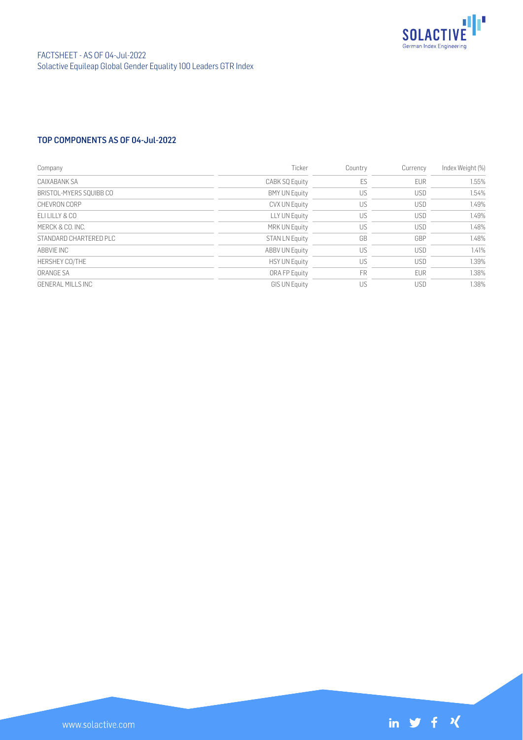## TOP COMPONENTS AS OF 04-Jul-2022

| Company | Ticker | Country | Currency | Index Weight (%) |
|---|---|---|---|---|
| CAIXABANK SA | CABK SQ Equity | ES | EUR | 1.55% |
| BRISTOL-MYERS SQUIBB CO | BMY UN Equity | US | USD | 1.54% |
| CHEVRON CORP | CVX UN Equity | US | USD | 1.49% |
| ELI LILLY & CO | LLY UN Equity | US | USD | 1.49% |
| MERCK & CO. INC. | MRK UN Equity | US | USD | 1.48% |
| STANDARD CHARTERED PLC | STAN LN Equity | GB | GBP | 1.48% |
| ABBVIE INC | ABBV UN Equity | US | USD | 1.41% |
| HERSHEY CO/THE | HSY UN Equity | US | USD | 1.39% |
| ORANGE SA | ORA FP Equity | FR | EUR | 1.38% |
| GENERAL MILLS INC | GIS UN Equity | US | USD | 1.38% |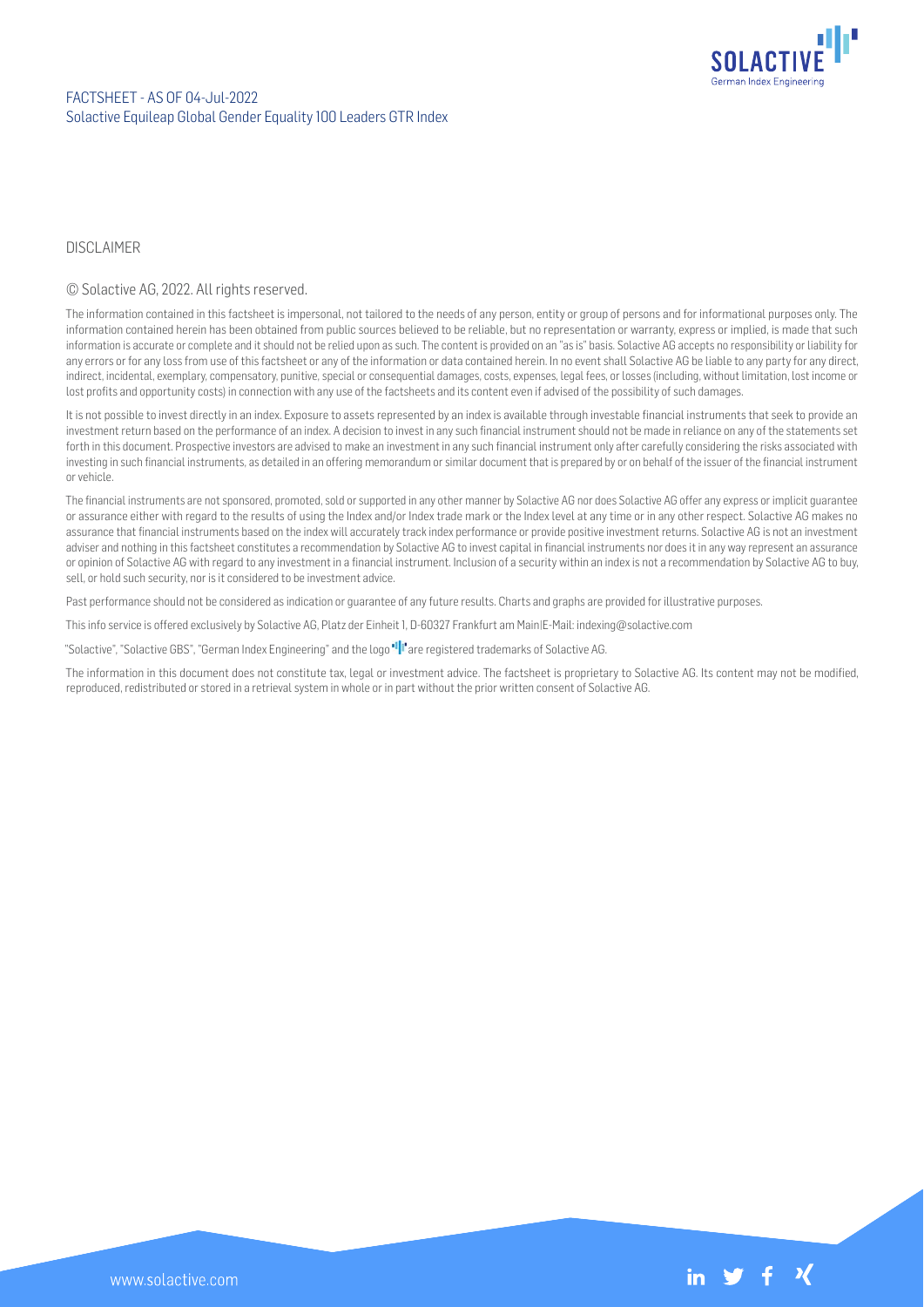## DISCLAIMER

© Solactive AG, 2022. All rights reserved.

The information contained in this factsheet is impersonal, not tailored to the needs of any person, entity or group of persons and for informational purposes only. The information contained herein has been obtained from public sources believed to be reliable, but no representation or warranty, express or implied, is made that such information is accurate or complete and it should not be relied upon as such. The content is provided on an "as is" basis. Solactive AG accepts no responsibility or liability for any errors or for any loss from use of this factsheet or any of the information or data contained herein. In no event shall Solactive AG be liable to any party for any direct, indirect, incidental, exemplary, compensatory, punitive, special or consequential damages, costs, expenses, legal fees, or losses (including, without limitation, lost income or lost profits and opportunity costs) in connection with any use of the factsheets and its content even if advised of the possibility of such damages.

It is not possible to invest directly in an index. Exposure to assets represented by an index is available through investable financial instruments that seek to provide an investment return based on the performance of an index. A decision to invest in any such financial instrument should not be made in reliance on any of the statements set forth in this document. Prospective investors are advised to make an investment in any such financial instrument only after carefully considering the risks associated with investing in such financial instruments, as detailed in an offering memorandum or similar document that is prepared by or on behalf of the issuer of the financial instrument or vehicle.

The financial instruments are not sponsored, promoted, sold or supported in any other manner by Solactive AG nor does Solactive AG offer any express or implicit guarantee or assurance either with regard to the results of using the Index and/or Index trade mark or the Index level at any time or in any other respect. Solactive AG makes no assurance that financial instruments based on the index will accurately track index performance or provide positive investment returns. Solactive AG is not an investment adviser and nothing in this factsheet constitutes a recommendation by Solactive AG to invest capital in financial instruments nor does it in any way represent an assurance or opinion of Solactive AG with regard to any investment in a financial instrument. Inclusion of a security within an index is not a recommendation by Solactive AG to buy, sell, or hold such security, nor is it considered to be investment advice.

Past performance should not be considered as indication or guarantee of any future results. Charts and graphs are provided for illustrative purposes.

This info service is offered exclusively by Solactive AG, Platz der Einheit 1, D-60327 Frankfurt am Main|E-Mail: indexing@solactive.com

"Solactive", "Solactive GBS", "German Index Engineering" and the logo are registered trademarks of Solactive AG.

The information in this document does not constitute tax, legal or investment advice. The factsheet is proprietary to Solactive AG. Its content may not be modified, reproduced, redistributed or stored in a retrieval system in whole or in part without the prior written consent of Solactive AG.